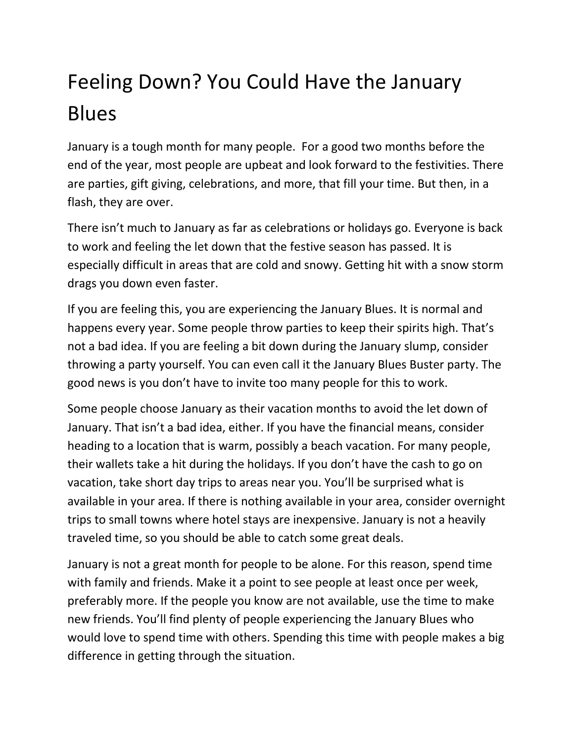# Feeling Down? You Could Have the January Blues

January is a tough month for many people. For a good two months before the end of the year, most people are upbeat and look forward to the festivities. There are parties, gift giving, celebrations, and more, that fill your time. But then, in a flash, they are over.

There isn't much to January as far as celebrations or holidays go. Everyone is back to work and feeling the let down that the festive season has passed. It is especially difficult in areas that are cold and snowy. Getting hit with a snow storm drags you down even faster.

If you are feeling this, you are experiencing the January Blues. It is normal and happens every year. Some people throw parties to keep their spirits high. That's not a bad idea. If you are feeling a bit down during the January slump, consider throwing a party yourself. You can even call it the January Blues Buster party. The good news is you don't have to invite too many people for this to work.

Some people choose January as their vacation months to avoid the let down of January. That isn't a bad idea, either. If you have the financial means, consider heading to a location that is warm, possibly a beach vacation. For many people, their wallets take a hit during the holidays. If you don't have the cash to go on vacation, take short day trips to areas near you. You'll be surprised what is available in your area. If there is nothing available in your area, consider overnight trips to small towns where hotel stays are inexpensive. January is not a heavily traveled time, so you should be able to catch some great deals.

January is not a great month for people to be alone. For this reason, spend time with family and friends. Make it a point to see people at least once per week, preferably more. If the people you know are not available, use the time to make new friends. You'll find plenty of people experiencing the January Blues who would love to spend time with others. Spending this time with people makes a big difference in getting through the situation.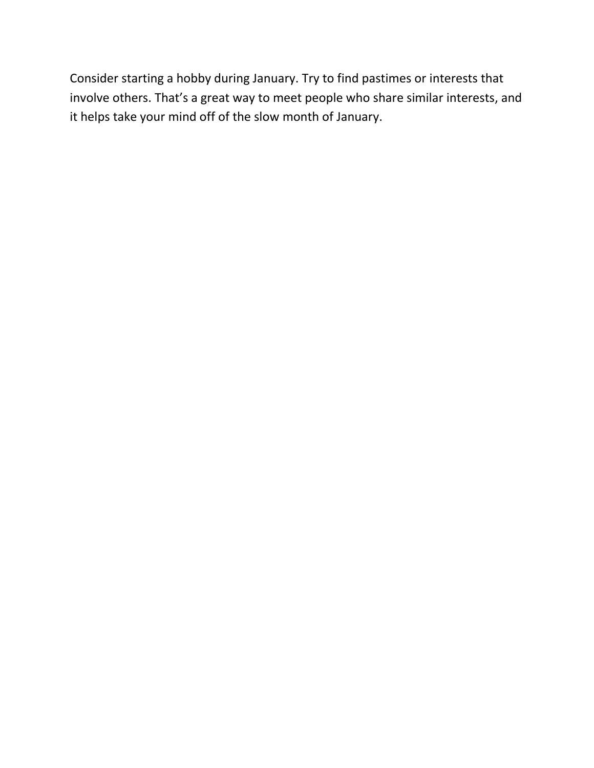Consider starting a hobby during January. Try to find pastimes or interests that involve others. That's a great way to meet people who share similar interests, and it helps take your mind off of the slow month of January.